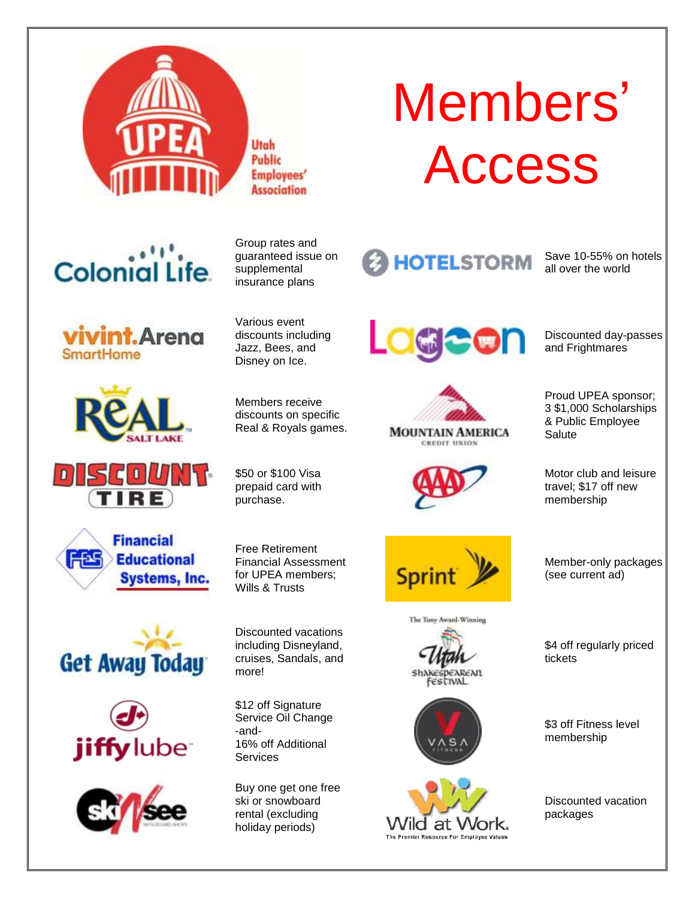# Members' Access

Utah Public Employees' Association (UPEA)

| Partner | Benefit | Partner | Benefit |
|---|---|---|---|
| Colonial Life | Group rates and guaranteed issue on supplemental insurance plans | HOTELSTORM | Save 10-55% on hotels all over the world |
| vivint.Arena SmartHome | Various event discounts including Jazz, Bees, and Disney on Ice. | Lagoon | Discounted day-passes and Frightmares |
| Real Salt Lake | Members receive discounts on specific Real & Royals games. | Mountain America Credit Union | Proud UPEA sponsor; 3 $1,000 Scholarships & Public Employee Salute |
| Discount Tire | $50 or $100 Visa prepaid card with purchase. | AAA | Motor club and leisure travel; $17 off new membership |
| Financial Educational Systems, Inc. | Free Retirement Financial Assessment for UPEA members; Wills & Trusts | Sprint | Member-only packages (see current ad) |
| Get Away Today | Discounted vacations including Disneyland, cruises, Sandals, and more! | The Tony Award-Winning Utah Shakespearean Festival | $4 off regularly priced tickets |
| jiffy lube | $12 off Signature Service Oil Change -and- 16% off Additional Services | VASA Fitness | $3 off Fitness level membership |
| ski 'n see | Buy one get one free ski or snowboard rental (excluding holiday periods) | Wild at Work - The Premier Resource For Employee Values | Discounted vacation packages |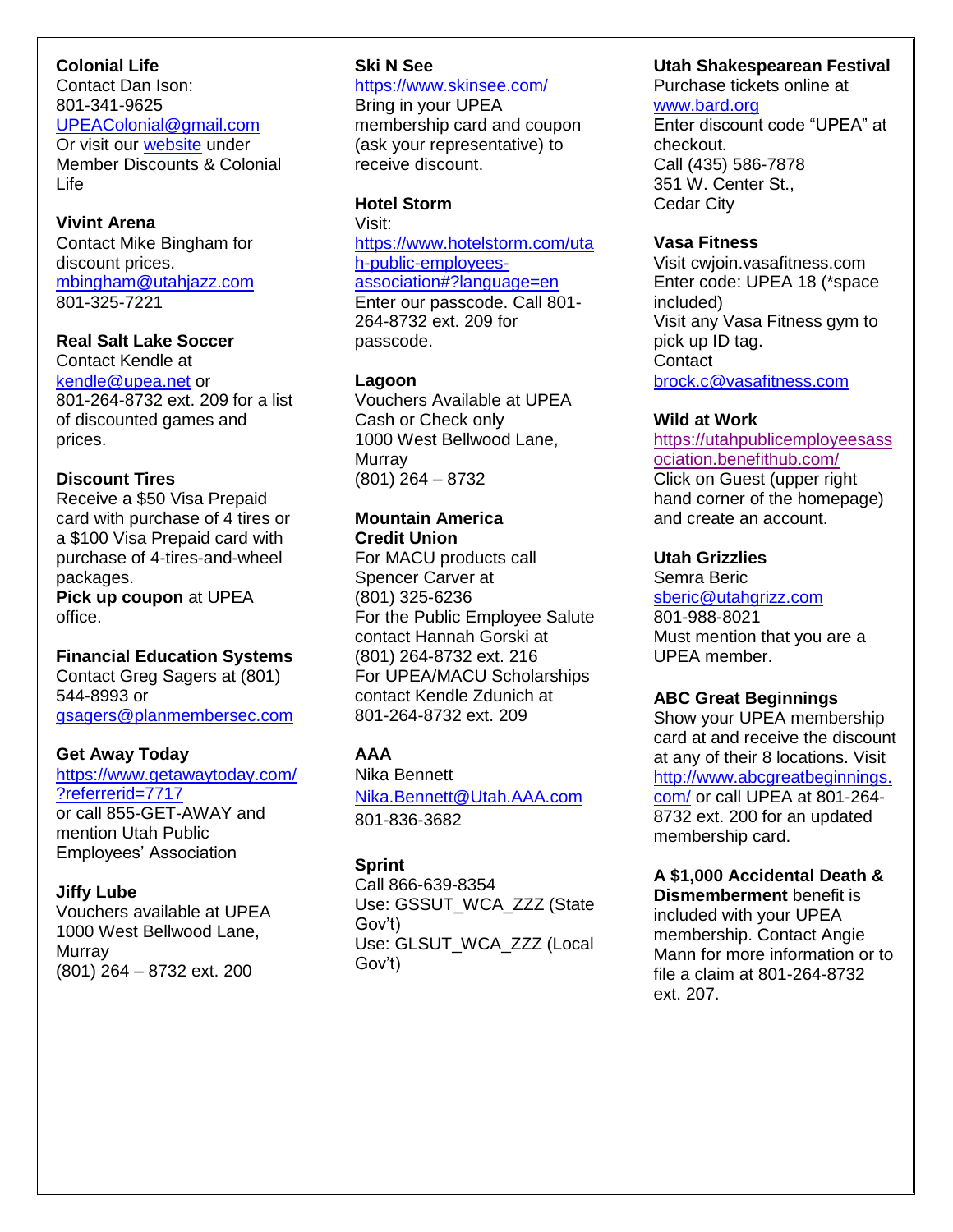**Colonial Life**
Contact Dan Ison:
801-341-9625
UPEAColonial@gmail.com
Or visit our website under Member Discounts & Colonial Life

**Vivint Arena**
Contact Mike Bingham for discount prices.
mbingham@utahjazz.com
801-325-7221

**Real Salt Lake Soccer**
Contact Kendle at kendle@upea.net or 801-264-8732 ext. 209 for a list of discounted games and prices.

**Discount Tires**
Receive a $50 Visa Prepaid card with purchase of 4 tires or a $100 Visa Prepaid card with purchase of 4-tires-and-wheel packages.
**Pick up coupon** at UPEA office.

**Financial Education Systems**
Contact Greg Sagers at (801) 544-8993 or gsagers@planmembersec.com

**Get Away Today**
https://www.getawaytoday.com/?referrerid=7717
or call 855-GET-AWAY and mention Utah Public Employees' Association

**Jiffy Lube**
Vouchers available at UPEA
1000 West Bellwood Lane, Murray
(801) 264 – 8732 ext. 200

**Ski N See**
https://www.skinsee.com/
Bring in your UPEA membership card and coupon (ask your representative) to receive discount.

**Hotel Storm**
Visit:
https://www.hotelstorm.com/utah-public-employees-association#?language=en
Enter our passcode. Call 801-264-8732 ext. 209 for passcode.

**Lagoon**
Vouchers Available at UPEA
Cash or Check only
1000 West Bellwood Lane, Murray
(801) 264 – 8732

**Mountain America Credit Union**
For MACU products call Spencer Carver at (801) 325-6236
For the Public Employee Salute contact Hannah Gorski at (801) 264-8732 ext. 216
For UPEA/MACU Scholarships contact Kendle Zdunich at 801-264-8732 ext. 209

**AAA**
Nika Bennett
Nika.Bennett@Utah.AAA.com
801-836-3682

**Sprint**
Call 866-639-8354
Use: GSSUT_WCA_ZZZ (State Gov't)
Use: GLSUT_WCA_ZZZ (Local Gov't)

**Utah Shakespearean Festival**
Purchase tickets online at www.bard.org
Enter discount code "UPEA" at checkout.
Call (435) 586-7878
351 W. Center St., Cedar City

**Vasa Fitness**
Visit cwjoin.vasafitness.com
Enter code: UPEA 18 (*space included)
Visit any Vasa Fitness gym to pick up ID tag.
Contact brock.c@vasafitness.com

**Wild at Work**
https://utahpublicemployeesassociation.benefithub.com/
Click on Guest (upper right hand corner of the homepage) and create an account.

**Utah Grizzlies**
Semra Beric
sberic@utahgrizz.com
801-988-8021
Must mention that you are a UPEA member.

**ABC Great Beginnings**
Show your UPEA membership card at and receive the discount at any of their 8 locations. Visit http://www.abcgreatbeginnings.com/ or call UPEA at 801-264-8732 ext. 200 for an updated membership card.

**A $1,000 Accidental Death & Dismemberment** benefit is included with your UPEA membership. Contact Angie Mann for more information or to file a claim at 801-264-8732 ext. 207.